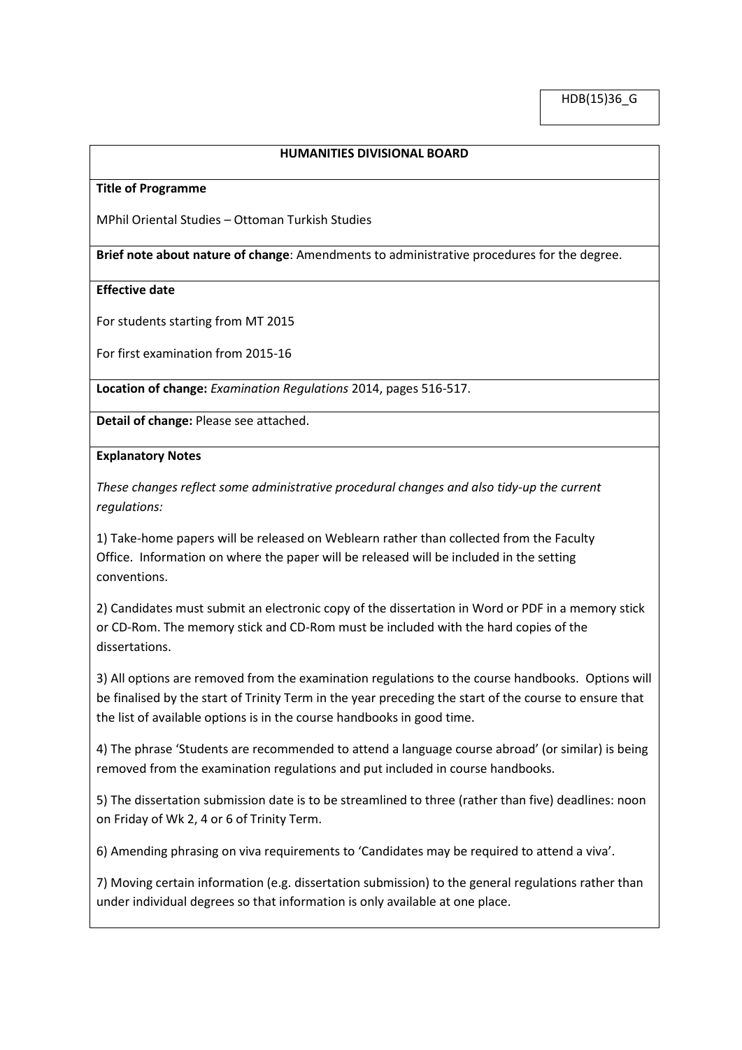HDB(15)36_G

## HUMANITIES DIVISIONAL BOARD

**Title of Programme**

MPhil Oriental Studies – Ottoman Turkish Studies

**Brief note about nature of change**: Amendments to administrative procedures for the degree.

**Effective date**

For students starting from MT 2015

For first examination from 2015-16

**Location of change:** *Examination Regulations* 2014, pages 516-517.

**Detail of change:** Please see attached.

**Explanatory Notes**

*These changes reflect some administrative procedural changes and also tidy-up the current regulations:*

1) Take-home papers will be released on Weblearn rather than collected from the Faculty Office. Information on where the paper will be released will be included in the setting conventions.

2) Candidates must submit an electronic copy of the dissertation in Word or PDF in a memory stick or CD-Rom. The memory stick and CD-Rom must be included with the hard copies of the dissertations.

3) All options are removed from the examination regulations to the course handbooks. Options will be finalised by the start of Trinity Term in the year preceding the start of the course to ensure that the list of available options is in the course handbooks in good time.

4) The phrase 'Students are recommended to attend a language course abroad' (or similar) is being removed from the examination regulations and put included in course handbooks.

5) The dissertation submission date is to be streamlined to three (rather than five) deadlines: noon on Friday of Wk 2, 4 or 6 of Trinity Term.

6) Amending phrasing on viva requirements to 'Candidates may be required to attend a viva'.

7) Moving certain information (e.g. dissertation submission) to the general regulations rather than under individual degrees so that information is only available at one place.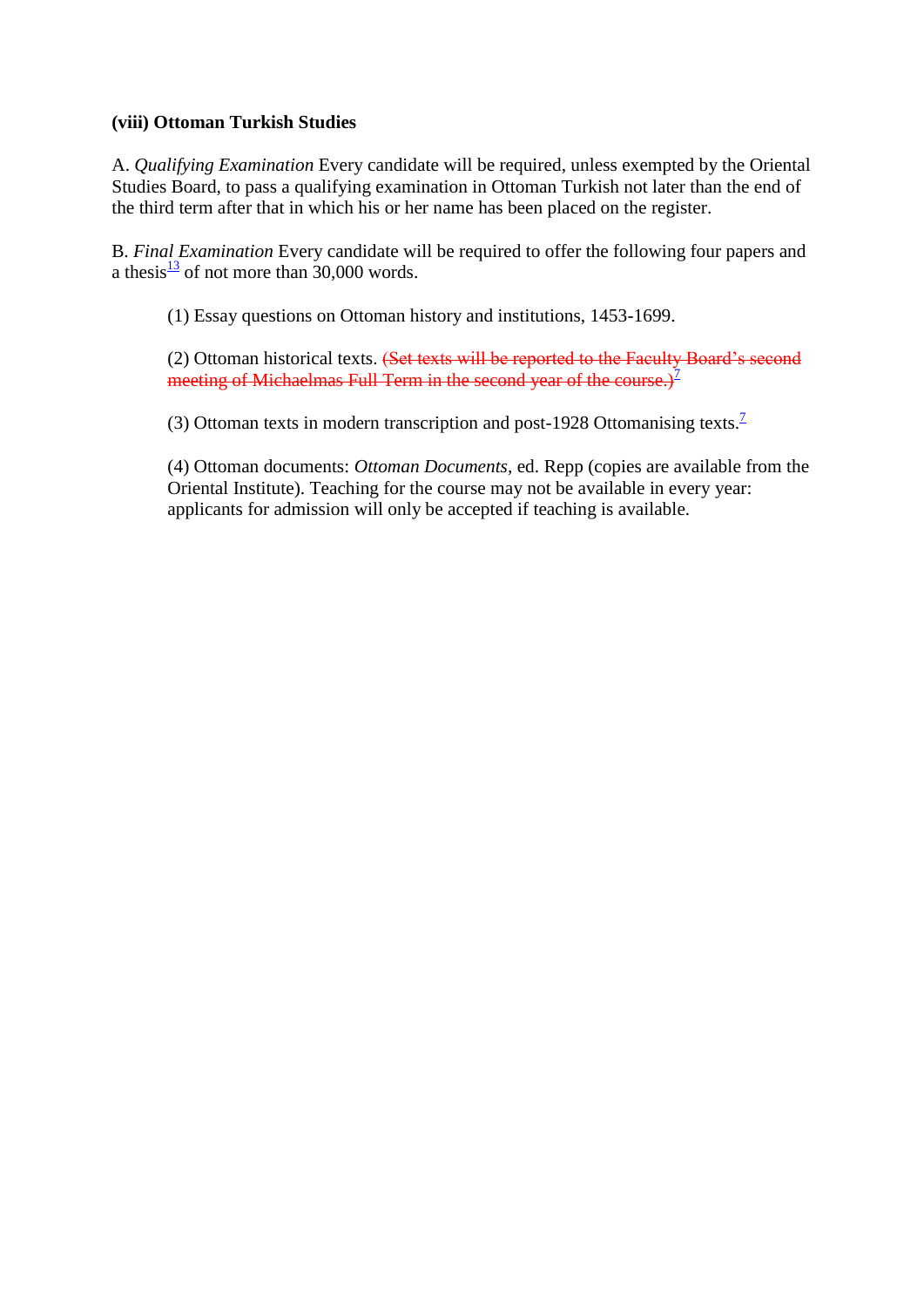**(viii) Ottoman Turkish Studies**

A. *Qualifying Examination* Every candidate will be required, unless exempted by the Oriental Studies Board, to pass a qualifying examination in Ottoman Turkish not later than the end of the third term after that in which his or her name has been placed on the register.

B. *Final Examination* Every candidate will be required to offer the following four papers and a thesis[13] of not more than 30,000 words.

> (1) Essay questions on Ottoman history and institutions, 1453-1699.
>
> (2) Ottoman historical texts. ~~(Set texts will be reported to the Faculty Board's second meeting of Michaelmas Full Term in the second year of the course.)~~[7]
>
> (3) Ottoman texts in modern transcription and post-1928 Ottomanising texts.[7]
>
> (4) Ottoman documents: *Ottoman Documents*, ed. Repp (copies are available from the Oriental Institute). Teaching for the course may not be available in every year: applicants for admission will only be accepted if teaching is available.